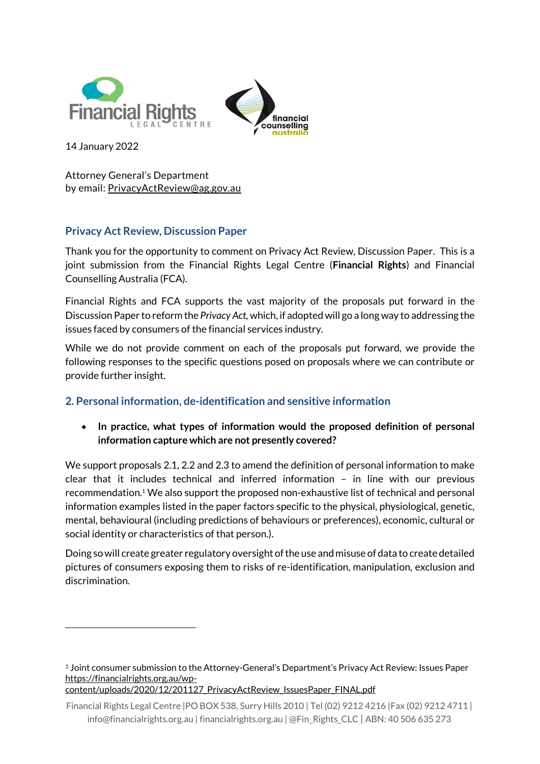14 January 2022

Attorney General's Department
by email: PrivacyActReview@ag.gov.au

## Privacy Act Review, Discussion Paper

Thank you for the opportunity to comment on Privacy Act Review, Discussion Paper. This is a joint submission from the Financial Rights Legal Centre (**Financial Rights**) and Financial Counselling Australia (FCA).

Financial Rights and FCA supports the vast majority of the proposals put forward in the Discussion Paper to reform the *Privacy Act*, which, if adopted will go a long way to addressing the issues faced by consumers of the financial services industry.

While we do not provide comment on each of the proposals put forward, we provide the following responses to the specific questions posed on proposals where we can contribute or provide further insight.

## 2. Personal information, de-identification and sensitive information

- **In practice, what types of information would the proposed definition of personal information capture which are not presently covered?**

We support proposals 2.1, 2.2 and 2.3 to amend the definition of personal information to make clear that it includes technical and inferred information – in line with our previous recommendation.[1] We also support the proposed non-exhaustive list of technical and personal information examples listed in the paper factors specific to the physical, physiological, genetic, mental, behavioural (including predictions of behaviours or preferences), economic, cultural or social identity or characteristics of that person.).

Doing so will create greater regulatory oversight of the use and misuse of data to create detailed pictures of consumers exposing them to risks of re-identification, manipulation, exclusion and discrimination.

---

[1] Joint consumer submission to the Attorney-General's Department's Privacy Act Review: Issues Paper https://financialrights.org.au/wp-content/uploads/2020/12/201127_PrivacyActReview_IssuesPaper_FINAL.pdf

Financial Rights Legal Centre |PO BOX 538, Surry Hills 2010 | Tel (02) 9212 4216 |Fax (02) 9212 4711 | info@financialrights.org.au | financialrights.org.au | @Fin_Rights_CLC | ABN: 40 506 635 273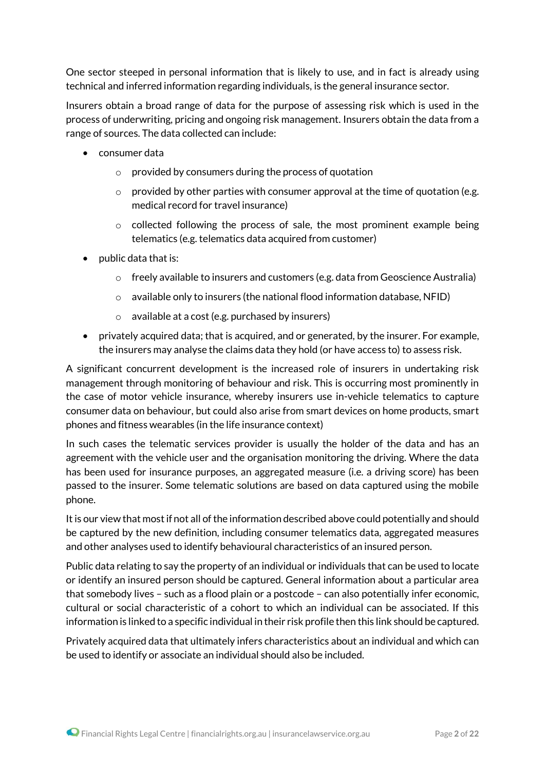One sector steeped in personal information that is likely to use, and in fact is already using technical and inferred information regarding individuals, is the general insurance sector.

Insurers obtain a broad range of data for the purpose of assessing risk which is used in the process of underwriting, pricing and ongoing risk management. Insurers obtain the data from a range of sources. The data collected can include:

- consumer data
  - provided by consumers during the process of quotation
  - provided by other parties with consumer approval at the time of quotation (e.g. medical record for travel insurance)
  - collected following the process of sale, the most prominent example being telematics (e.g. telematics data acquired from customer)
- public data that is:
  - freely available to insurers and customers (e.g. data from Geoscience Australia)
  - available only to insurers (the national flood information database, NFID)
  - available at a cost (e.g. purchased by insurers)
- privately acquired data; that is acquired, and or generated, by the insurer. For example, the insurers may analyse the claims data they hold (or have access to) to assess risk.

A significant concurrent development is the increased role of insurers in undertaking risk management through monitoring of behaviour and risk. This is occurring most prominently in the case of motor vehicle insurance, whereby insurers use in-vehicle telematics to capture consumer data on behaviour, but could also arise from smart devices on home products, smart phones and fitness wearables (in the life insurance context)

In such cases the telematic services provider is usually the holder of the data and has an agreement with the vehicle user and the organisation monitoring the driving. Where the data has been used for insurance purposes, an aggregated measure (i.e. a driving score) has been passed to the insurer. Some telematic solutions are based on data captured using the mobile phone.

It is our view that most if not all of the information described above could potentially and should be captured by the new definition, including consumer telematics data, aggregated measures and other analyses used to identify behavioural characteristics of an insured person.

Public data relating to say the property of an individual or individuals that can be used to locate or identify an insured person should be captured. General information about a particular area that somebody lives – such as a flood plain or a postcode – can also potentially infer economic, cultural or social characteristic of a cohort to which an individual can be associated. If this information is linked to a specific individual in their risk profile then this link should be captured.

Privately acquired data that ultimately infers characteristics about an individual and which can be used to identify or associate an individual should also be included.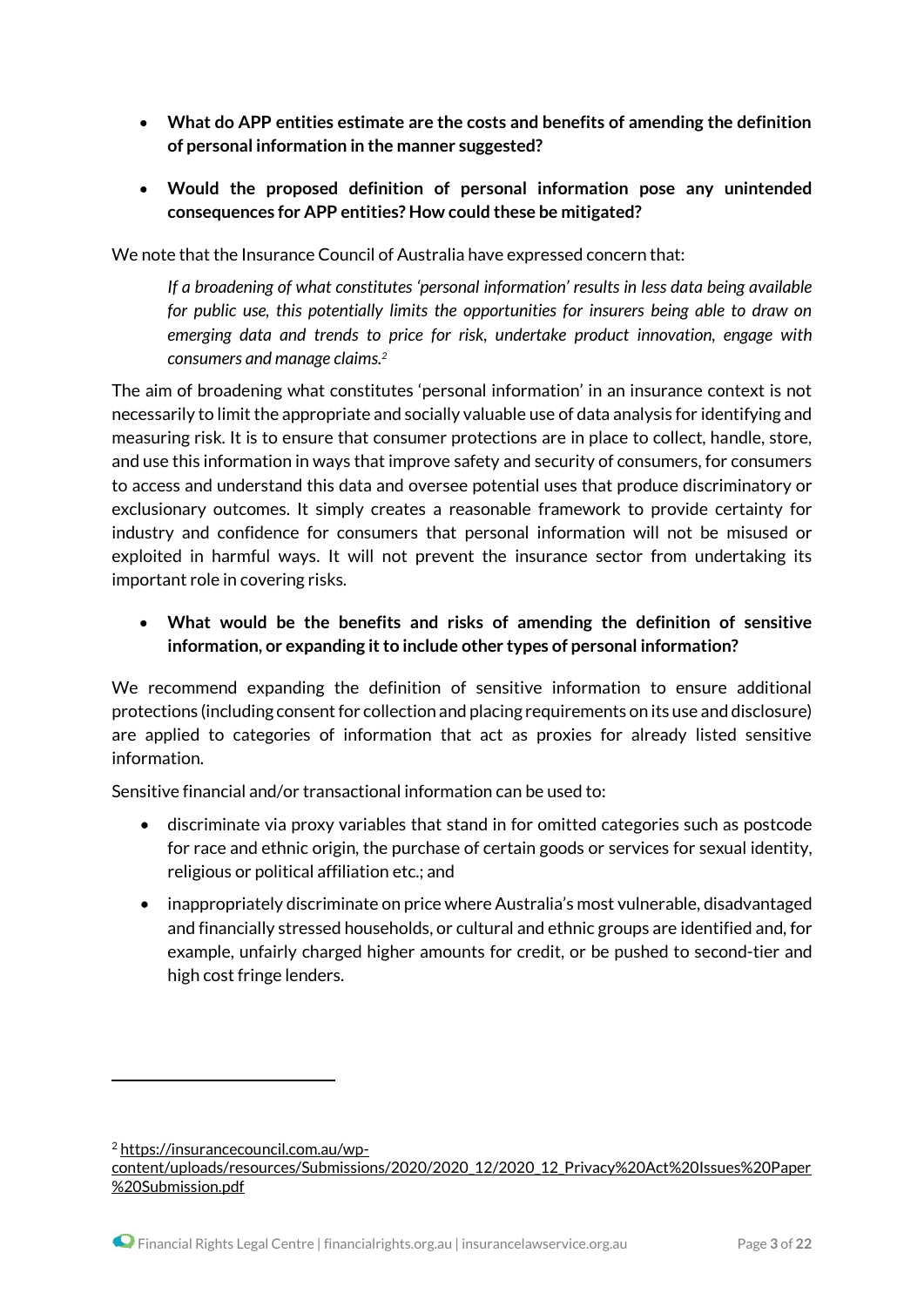- **What do APP entities estimate are the costs and benefits of amending the definition of personal information in the manner suggested?**

- **Would the proposed definition of personal information pose any unintended consequences for APP entities? How could these be mitigated?**

We note that the Insurance Council of Australia have expressed concern that:

> *If a broadening of what constitutes 'personal information' results in less data being available for public use, this potentially limits the opportunities for insurers being able to draw on emerging data and trends to price for risk, undertake product innovation, engage with consumers and manage claims.*[2]

The aim of broadening what constitutes 'personal information' in an insurance context is not necessarily to limit the appropriate and socially valuable use of data analysis for identifying and measuring risk. It is to ensure that consumer protections are in place to collect, handle, store, and use this information in ways that improve safety and security of consumers, for consumers to access and understand this data and oversee potential uses that produce discriminatory or exclusionary outcomes. It simply creates a reasonable framework to provide certainty for industry and confidence for consumers that personal information will not be misused or exploited in harmful ways. It will not prevent the insurance sector from undertaking its important role in covering risks.

- **What would be the benefits and risks of amending the definition of sensitive information, or expanding it to include other types of personal information?**

We recommend expanding the definition of sensitive information to ensure additional protections (including consent for collection and placing requirements on its use and disclosure) are applied to categories of information that act as proxies for already listed sensitive information.

Sensitive financial and/or transactional information can be used to:

- discriminate via proxy variables that stand in for omitted categories such as postcode for race and ethnic origin, the purchase of certain goods or services for sexual identity, religious or political affiliation etc.; and
- inappropriately discriminate on price where Australia's most vulnerable, disadvantaged and financially stressed households, or cultural and ethnic groups are identified and, for example, unfairly charged higher amounts for credit, or be pushed to second-tier and high cost fringe lenders.

---

[2] https://insurancecouncil.com.au/wp-content/uploads/resources/Submissions/2020/2020_12/2020_12_Privacy%20Act%20Issues%20Paper%20Submission.pdf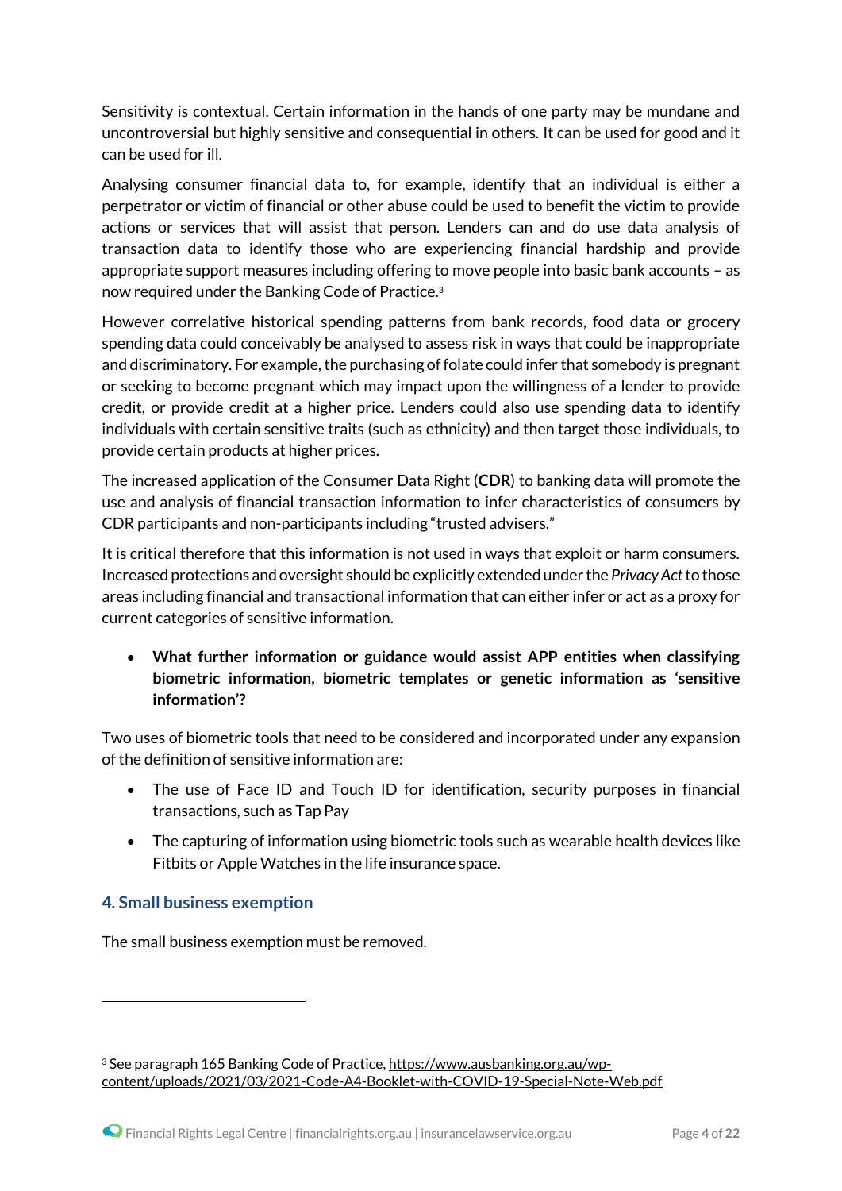Sensitivity is contextual. Certain information in the hands of one party may be mundane and uncontroversial but highly sensitive and consequential in others. It can be used for good and it can be used for ill.

Analysing consumer financial data to, for example, identify that an individual is either a perpetrator or victim of financial or other abuse could be used to benefit the victim to provide actions or services that will assist that person. Lenders can and do use data analysis of transaction data to identify those who are experiencing financial hardship and provide appropriate support measures including offering to move people into basic bank accounts – as now required under the Banking Code of Practice.[3]

However correlative historical spending patterns from bank records, food data or grocery spending data could conceivably be analysed to assess risk in ways that could be inappropriate and discriminatory. For example, the purchasing of folate could infer that somebody is pregnant or seeking to become pregnant which may impact upon the willingness of a lender to provide credit, or provide credit at a higher price. Lenders could also use spending data to identify individuals with certain sensitive traits (such as ethnicity) and then target those individuals, to provide certain products at higher prices.

The increased application of the Consumer Data Right (**CDR**) to banking data will promote the use and analysis of financial transaction information to infer characteristics of consumers by CDR participants and non-participants including "trusted advisers."

It is critical therefore that this information is not used in ways that exploit or harm consumers. Increased protections and oversight should be explicitly extended under the *Privacy Act* to those areas including financial and transactional information that can either infer or act as a proxy for current categories of sensitive information.

- **What further information or guidance would assist APP entities when classifying biometric information, biometric templates or genetic information as 'sensitive information'?**

Two uses of biometric tools that need to be considered and incorporated under any expansion of the definition of sensitive information are:

- The use of Face ID and Touch ID for identification, security purposes in financial transactions, such as Tap Pay
- The capturing of information using biometric tools such as wearable health devices like Fitbits or Apple Watches in the life insurance space.

## 4. Small business exemption

The small business exemption must be removed.

---

[3] See paragraph 165 Banking Code of Practice, https://www.ausbanking.org.au/wp-content/uploads/2021/03/2021-Code-A4-Booklet-with-COVID-19-Special-Note-Web.pdf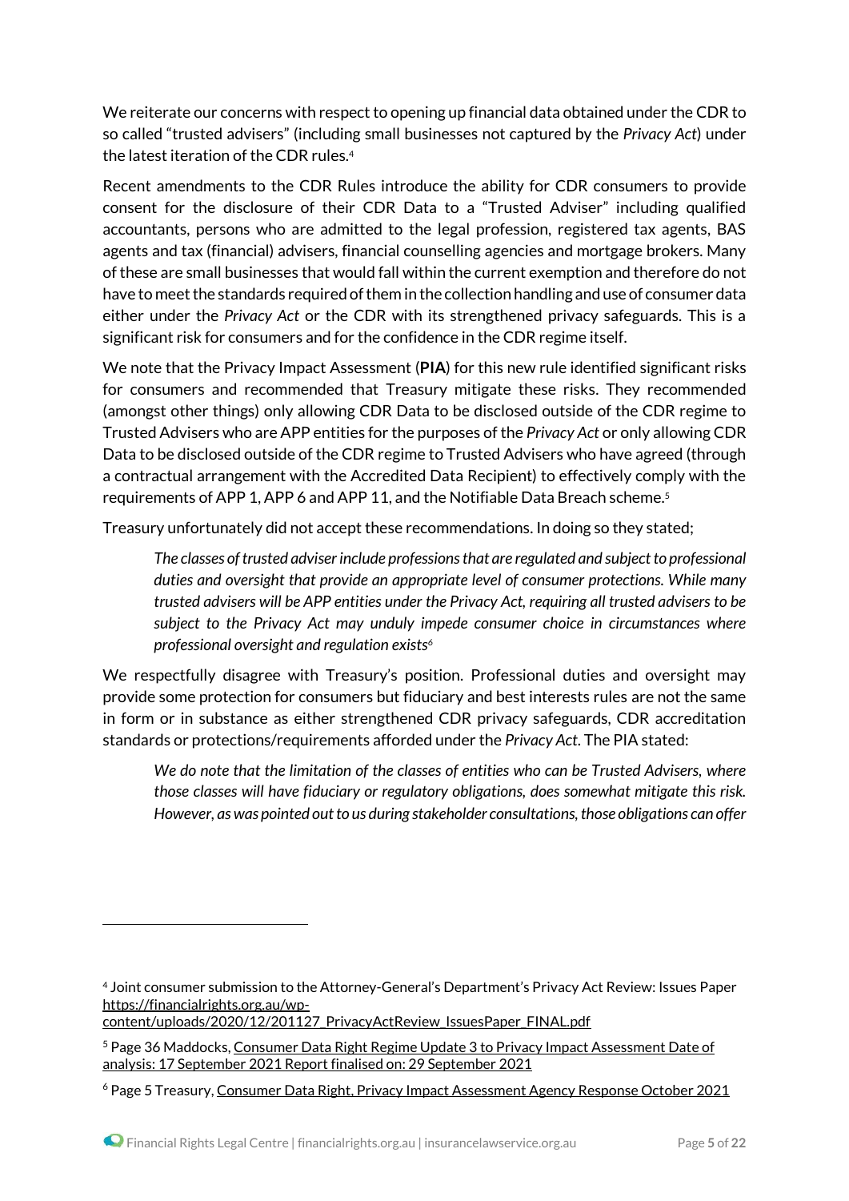We reiterate our concerns with respect to opening up financial data obtained under the CDR to so called "trusted advisers" (including small businesses not captured by the *Privacy Act*) under the latest iteration of the CDR rules.[4]

Recent amendments to the CDR Rules introduce the ability for CDR consumers to provide consent for the disclosure of their CDR Data to a "Trusted Adviser" including qualified accountants, persons who are admitted to the legal profession, registered tax agents, BAS agents and tax (financial) advisers, financial counselling agencies and mortgage brokers. Many of these are small businesses that would fall within the current exemption and therefore do not have to meet the standards required of them in the collection handling and use of consumer data either under the *Privacy Act* or the CDR with its strengthened privacy safeguards. This is a significant risk for consumers and for the confidence in the CDR regime itself.

We note that the Privacy Impact Assessment (**PIA**) for this new rule identified significant risks for consumers and recommended that Treasury mitigate these risks. They recommended (amongst other things) only allowing CDR Data to be disclosed outside of the CDR regime to Trusted Advisers who are APP entities for the purposes of the *Privacy Act* or only allowing CDR Data to be disclosed outside of the CDR regime to Trusted Advisers who have agreed (through a contractual arrangement with the Accredited Data Recipient) to effectively comply with the requirements of APP 1, APP 6 and APP 11, and the Notifiable Data Breach scheme.[5]

Treasury unfortunately did not accept these recommendations. In doing so they stated;

> *The classes of trusted adviser include professions that are regulated and subject to professional duties and oversight that provide an appropriate level of consumer protections. While many trusted advisers will be APP entities under the Privacy Act, requiring all trusted advisers to be subject to the Privacy Act may unduly impede consumer choice in circumstances where professional oversight and regulation exists*[6]

We respectfully disagree with Treasury's position. Professional duties and oversight may provide some protection for consumers but fiduciary and best interests rules are not the same in form or in substance as either strengthened CDR privacy safeguards, CDR accreditation standards or protections/requirements afforded under the *Privacy Act*. The PIA stated:

> *We do note that the limitation of the classes of entities who can be Trusted Advisers, where those classes will have fiduciary or regulatory obligations, does somewhat mitigate this risk. However, as was pointed out to us during stakeholder consultations, those obligations can offer*

---

[4] Joint consumer submission to the Attorney-General's Department's Privacy Act Review: Issues Paper https://financialrights.org.au/wp-content/uploads/2020/12/201127_PrivacyActReview_IssuesPaper_FINAL.pdf

[5] Page 36 Maddocks, Consumer Data Right Regime Update 3 to Privacy Impact Assessment Date of analysis: 17 September 2021 Report finalised on: 29 September 2021

[6] Page 5 Treasury, Consumer Data Right, Privacy Impact Assessment Agency Response October 2021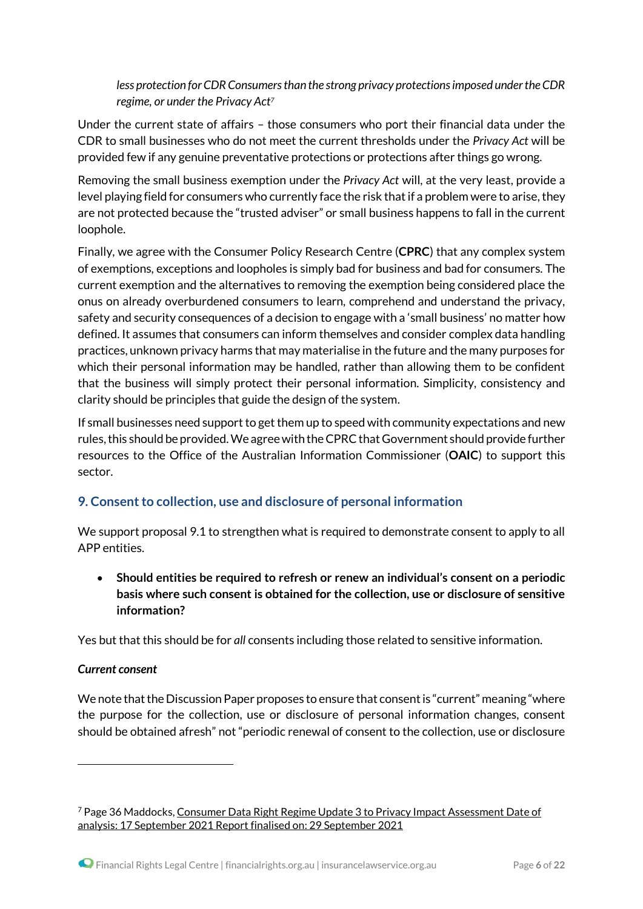> *less protection for CDR Consumers than the strong privacy protections imposed under the CDR regime, or under the Privacy Act*[7]

Under the current state of affairs – those consumers who port their financial data under the CDR to small businesses who do not meet the current thresholds under the *Privacy Act* will be provided few if any genuine preventative protections or protections after things go wrong.

Removing the small business exemption under the *Privacy Act* will, at the very least, provide a level playing field for consumers who currently face the risk that if a problem were to arise, they are not protected because the "trusted adviser" or small business happens to fall in the current loophole.

Finally, we agree with the Consumer Policy Research Centre (**CPRC**) that any complex system of exemptions, exceptions and loopholes is simply bad for business and bad for consumers. The current exemption and the alternatives to removing the exemption being considered place the onus on already overburdened consumers to learn, comprehend and understand the privacy, safety and security consequences of a decision to engage with a 'small business' no matter how defined. It assumes that consumers can inform themselves and consider complex data handling practices, unknown privacy harms that may materialise in the future and the many purposes for which their personal information may be handled, rather than allowing them to be confident that the business will simply protect their personal information. Simplicity, consistency and clarity should be principles that guide the design of the system.

If small businesses need support to get them up to speed with community expectations and new rules, this should be provided. We agree with the CPRC that Government should provide further resources to the Office of the Australian Information Commissioner (**OAIC**) to support this sector.

## 9. Consent to collection, use and disclosure of personal information

We support proposal 9.1 to strengthen what is required to demonstrate consent to apply to all APP entities.

- **Should entities be required to refresh or renew an individual's consent on a periodic basis where such consent is obtained for the collection, use or disclosure of sensitive information?**

Yes but that this should be for *all* consents including those related to sensitive information.

***Current consent***

We note that the Discussion Paper proposes to ensure that consent is "current" meaning "where the purpose for the collection, use or disclosure of personal information changes, consent should be obtained afresh" not "periodic renewal of consent to the collection, use or disclosure

---

[7] Page 36 Maddocks, Consumer Data Right Regime Update 3 to Privacy Impact Assessment Date of analysis: 17 September 2021 Report finalised on: 29 September 2021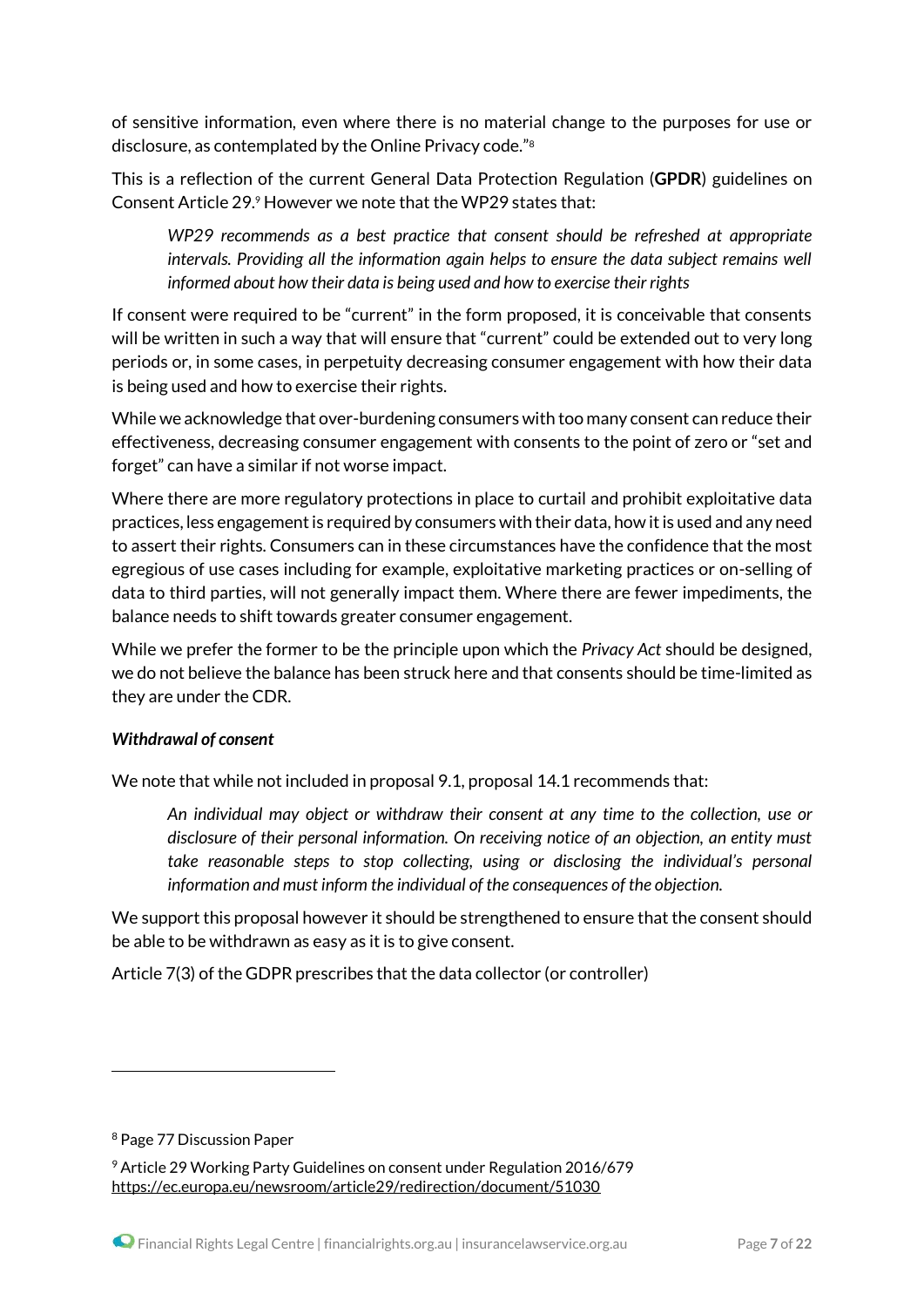of sensitive information, even where there is no material change to the purposes for use or disclosure, as contemplated by the Online Privacy code."[8]

This is a reflection of the current General Data Protection Regulation (**GPDR**) guidelines on Consent Article 29.[9] However we note that the WP29 states that:

> *WP29 recommends as a best practice that consent should be refreshed at appropriate intervals. Providing all the information again helps to ensure the data subject remains well informed about how their data is being used and how to exercise their rights*

If consent were required to be "current" in the form proposed, it is conceivable that consents will be written in such a way that will ensure that "current" could be extended out to very long periods or, in some cases, in perpetuity decreasing consumer engagement with how their data is being used and how to exercise their rights.

While we acknowledge that over-burdening consumers with too many consent can reduce their effectiveness, decreasing consumer engagement with consents to the point of zero or "set and forget" can have a similar if not worse impact.

Where there are more regulatory protections in place to curtail and prohibit exploitative data practices, less engagement is required by consumers with their data, how it is used and any need to assert their rights. Consumers can in these circumstances have the confidence that the most egregious of use cases including for example, exploitative marketing practices or on-selling of data to third parties, will not generally impact them. Where there are fewer impediments, the balance needs to shift towards greater consumer engagement.

While we prefer the former to be the principle upon which the *Privacy Act* should be designed, we do not believe the balance has been struck here and that consents should be time-limited as they are under the CDR.

***Withdrawal of consent***

We note that while not included in proposal 9.1, proposal 14.1 recommends that:

> *An individual may object or withdraw their consent at any time to the collection, use or disclosure of their personal information. On receiving notice of an objection, an entity must take reasonable steps to stop collecting, using or disclosing the individual's personal information and must inform the individual of the consequences of the objection.*

We support this proposal however it should be strengthened to ensure that the consent should be able to be withdrawn as easy as it is to give consent.

Article 7(3) of the GDPR prescribes that the data collector (or controller)

---

[8] Page 77 Discussion Paper

[9] Article 29 Working Party Guidelines on consent under Regulation 2016/679 https://ec.europa.eu/newsroom/article29/redirection/document/51030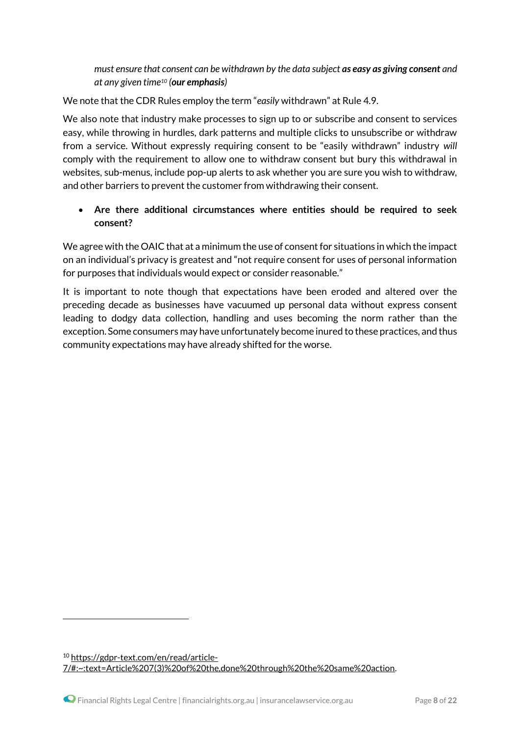> *must ensure that consent can be withdrawn by the data subject* ***as easy as giving consent*** *and at any given time*[10] *(**our emphasis**)*

We note that the CDR Rules employ the term "*easily* withdrawn" at Rule 4.9.

We also note that industry make processes to sign up to or subscribe and consent to services easy, while throwing in hurdles, dark patterns and multiple clicks to unsubscribe or withdraw from a service. Without expressly requiring consent to be "easily withdrawn" industry *will* comply with the requirement to allow one to withdraw consent but bury this withdrawal in websites, sub-menus, include pop-up alerts to ask whether you are sure you wish to withdraw, and other barriers to prevent the customer from withdrawing their consent.

- **Are there additional circumstances where entities should be required to seek consent?**

We agree with the OAIC that at a minimum the use of consent for situations in which the impact on an individual's privacy is greatest and "not require consent for uses of personal information for purposes that individuals would expect or consider reasonable."

It is important to note though that expectations have been eroded and altered over the preceding decade as businesses have vacuumed up personal data without express consent leading to dodgy data collection, handling and uses becoming the norm rather than the exception. Some consumers may have unfortunately become inured to these practices, and thus community expectations may have already shifted for the worse.

---

[10] https://gdpr-text.com/en/read/article-7/#:~:text=Article%207(3)%20of%20the,done%20through%20the%20same%20action.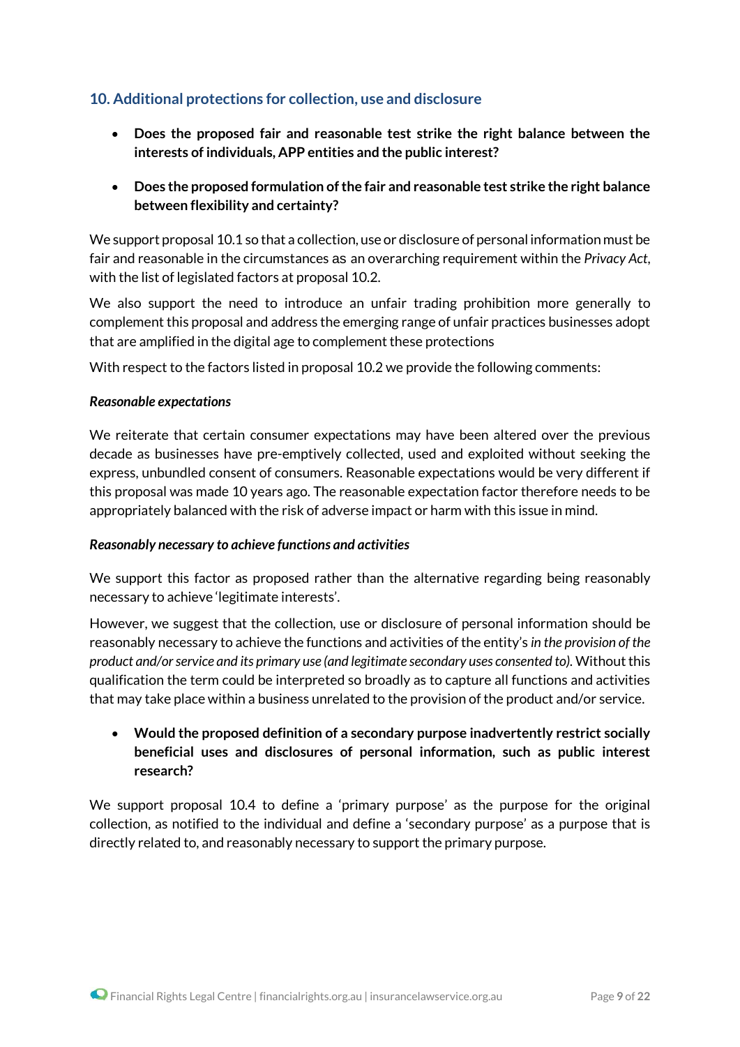## 10. Additional protections for collection, use and disclosure

- **Does the proposed fair and reasonable test strike the right balance between the interests of individuals, APP entities and the public interest?**
- **Does the proposed formulation of the fair and reasonable test strike the right balance between flexibility and certainty?**

We support proposal 10.1 so that a collection, use or disclosure of personal information must be fair and reasonable in the circumstances as an overarching requirement within the *Privacy Act*, with the list of legislated factors at proposal 10.2.

We also support the need to introduce an unfair trading prohibition more generally to complement this proposal and address the emerging range of unfair practices businesses adopt that are amplified in the digital age to complement these protections

With respect to the factors listed in proposal 10.2 we provide the following comments:

***Reasonable expectations***

We reiterate that certain consumer expectations may have been altered over the previous decade as businesses have pre-emptively collected, used and exploited without seeking the express, unbundled consent of consumers. Reasonable expectations would be very different if this proposal was made 10 years ago. The reasonable expectation factor therefore needs to be appropriately balanced with the risk of adverse impact or harm with this issue in mind.

***Reasonably necessary to achieve functions and activities***

We support this factor as proposed rather than the alternative regarding being reasonably necessary to achieve 'legitimate interests'.

However, we suggest that the collection, use or disclosure of personal information should be reasonably necessary to achieve the functions and activities of the entity's *in the provision of the product and/or service and its primary use (and legitimate secondary uses consented to).* Without this qualification the term could be interpreted so broadly as to capture all functions and activities that may take place within a business unrelated to the provision of the product and/or service.

- **Would the proposed definition of a secondary purpose inadvertently restrict socially beneficial uses and disclosures of personal information, such as public interest research?**

We support proposal 10.4 to define a 'primary purpose' as the purpose for the original collection, as notified to the individual and define a 'secondary purpose' as a purpose that is directly related to, and reasonably necessary to support the primary purpose.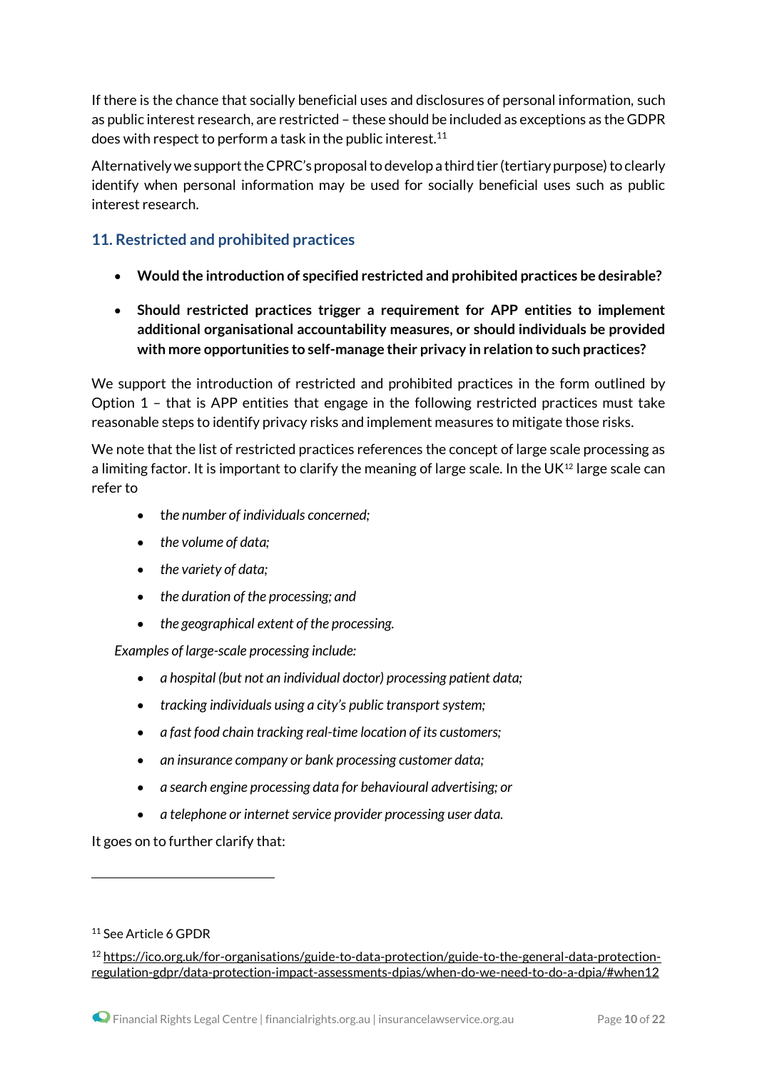If there is the chance that socially beneficial uses and disclosures of personal information, such as public interest research, are restricted – these should be included as exceptions as the GDPR does with respect to perform a task in the public interest.[11]

Alternatively we support the CPRC's proposal to develop a third tier (tertiary purpose) to clearly identify when personal information may be used for socially beneficial uses such as public interest research.

## 11. Restricted and prohibited practices

- **Would the introduction of specified restricted and prohibited practices be desirable?**
- **Should restricted practices trigger a requirement for APP entities to implement additional organisational accountability measures, or should individuals be provided with more opportunities to self-manage their privacy in relation to such practices?**

We support the introduction of restricted and prohibited practices in the form outlined by Option 1 – that is APP entities that engage in the following restricted practices must take reasonable steps to identify privacy risks and implement measures to mitigate those risks.

We note that the list of restricted practices references the concept of large scale processing as a limiting factor. It is important to clarify the meaning of large scale. In the UK[12] large scale can refer to

- *the number of individuals concerned;*
- *the volume of data;*
- *the variety of data;*
- *the duration of the processing; and*
- *the geographical extent of the processing.*

*Examples of large-scale processing include:*

- *a hospital (but not an individual doctor) processing patient data;*
- *tracking individuals using a city's public transport system;*
- *a fast food chain tracking real-time location of its customers;*
- *an insurance company or bank processing customer data;*
- *a search engine processing data for behavioural advertising; or*
- *a telephone or internet service provider processing user data.*

It goes on to further clarify that:

---

[11] See Article 6 GPDR

[12] https://ico.org.uk/for-organisations/guide-to-data-protection/guide-to-the-general-data-protection-regulation-gdpr/data-protection-impact-assessments-dpias/when-do-we-need-to-do-a-dpia/#when12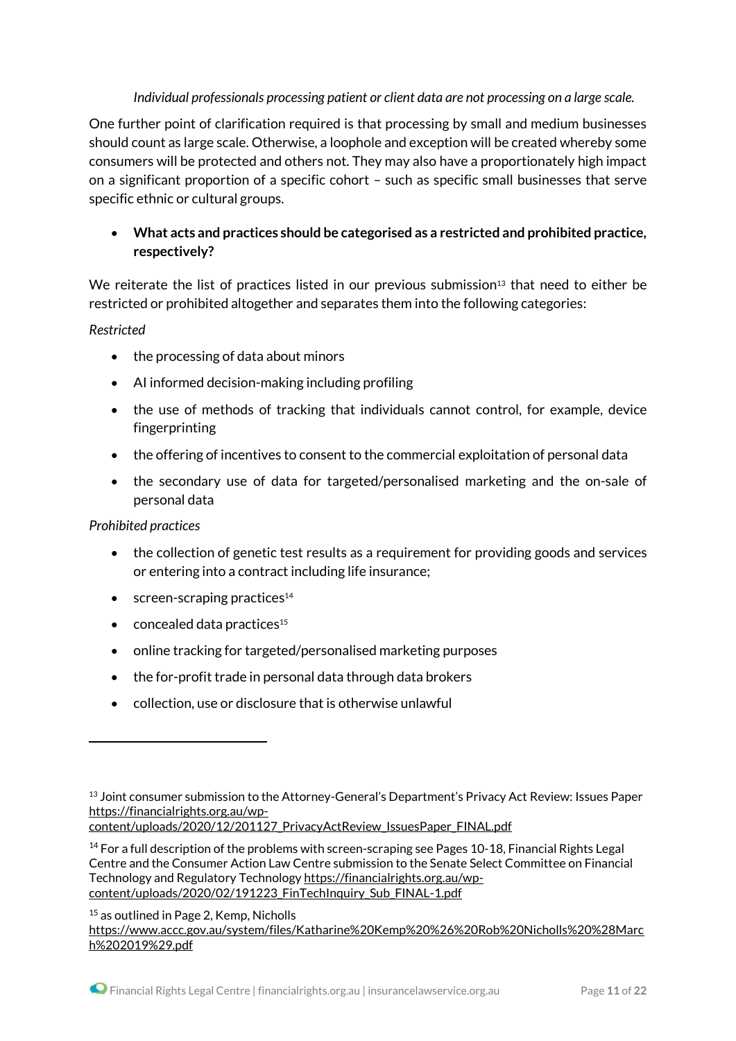*Individual professionals processing patient or client data are not processing on a large scale.*

One further point of clarification required is that processing by small and medium businesses should count as large scale. Otherwise, a loophole and exception will be created whereby some consumers will be protected and others not. They may also have a proportionately high impact on a significant proportion of a specific cohort – such as specific small businesses that serve specific ethnic or cultural groups.

- **What acts and practices should be categorised as a restricted and prohibited practice, respectively?**

We reiterate the list of practices listed in our previous submission[13] that need to either be restricted or prohibited altogether and separates them into the following categories:

*Restricted*

- the processing of data about minors
- AI informed decision-making including profiling
- the use of methods of tracking that individuals cannot control, for example, device fingerprinting
- the offering of incentives to consent to the commercial exploitation of personal data
- the secondary use of data for targeted/personalised marketing and the on-sale of personal data

*Prohibited practices*

- the collection of genetic test results as a requirement for providing goods and services or entering into a contract including life insurance;
- screen-scraping practices[14]
- concealed data practices[15]
- online tracking for targeted/personalised marketing purposes
- the for-profit trade in personal data through data brokers
- collection, use or disclosure that is otherwise unlawful

---

[13] Joint consumer submission to the Attorney-General's Department's Privacy Act Review: Issues Paper https://financialrights.org.au/wp-content/uploads/2020/12/201127_PrivacyActReview_IssuesPaper_FINAL.pdf

[14] For a full description of the problems with screen-scraping see Pages 10-18, Financial Rights Legal Centre and the Consumer Action Law Centre submission to the Senate Select Committee on Financial Technology and Regulatory Technology https://financialrights.org.au/wp-content/uploads/2020/02/191223_FinTechInquiry_Sub_FINAL-1.pdf

[15] as outlined in Page 2, Kemp, Nicholls https://www.accc.gov.au/system/files/Katharine%20Kemp%20%26%20Rob%20Nicholls%20%28March%202019%29.pdf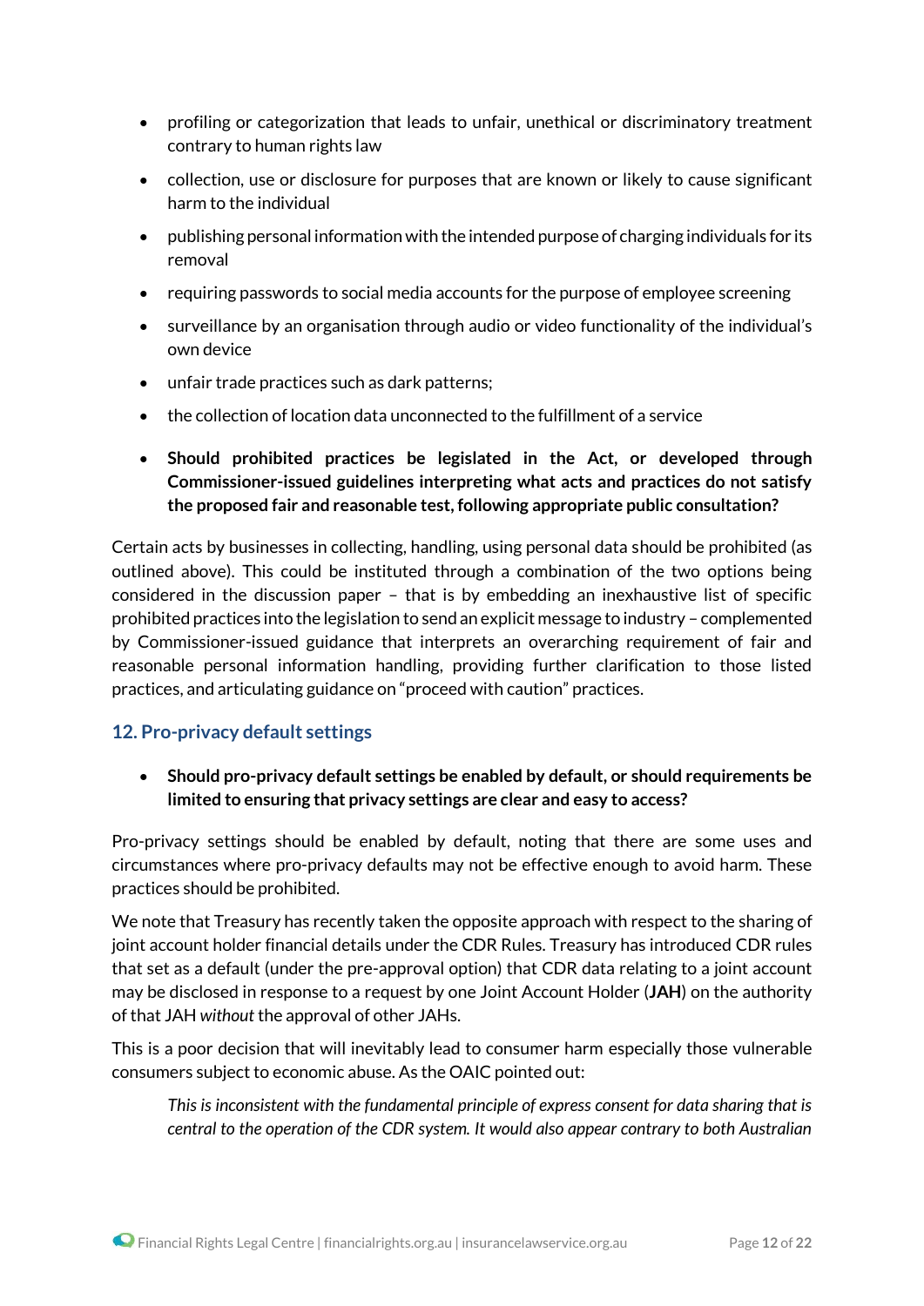- profiling or categorization that leads to unfair, unethical or discriminatory treatment contrary to human rights law
- collection, use or disclosure for purposes that are known or likely to cause significant harm to the individual
- publishing personal information with the intended purpose of charging individuals for its removal
- requiring passwords to social media accounts for the purpose of employee screening
- surveillance by an organisation through audio or video functionality of the individual's own device
- unfair trade practices such as dark patterns;
- the collection of location data unconnected to the fulfillment of a service

- **Should prohibited practices be legislated in the Act, or developed through Commissioner-issued guidelines interpreting what acts and practices do not satisfy the proposed fair and reasonable test, following appropriate public consultation?**

Certain acts by businesses in collecting, handling, using personal data should be prohibited (as outlined above). This could be instituted through a combination of the two options being considered in the discussion paper – that is by embedding an inexhaustive list of specific prohibited practices into the legislation to send an explicit message to industry – complemented by Commissioner-issued guidance that interprets an overarching requirement of fair and reasonable personal information handling, providing further clarification to those listed practices, and articulating guidance on "proceed with caution" practices.

## 12. Pro-privacy default settings

- **Should pro-privacy default settings be enabled by default, or should requirements be limited to ensuring that privacy settings are clear and easy to access?**

Pro-privacy settings should be enabled by default, noting that there are some uses and circumstances where pro-privacy defaults may not be effective enough to avoid harm. These practices should be prohibited.

We note that Treasury has recently taken the opposite approach with respect to the sharing of joint account holder financial details under the CDR Rules. Treasury has introduced CDR rules that set as a default (under the pre-approval option) that CDR data relating to a joint account may be disclosed in response to a request by one Joint Account Holder (**JAH**) on the authority of that JAH *without* the approval of other JAHs.

This is a poor decision that will inevitably lead to consumer harm especially those vulnerable consumers subject to economic abuse. As the OAIC pointed out:

> *This is inconsistent with the fundamental principle of express consent for data sharing that is central to the operation of the CDR system. It would also appear contrary to both Australian*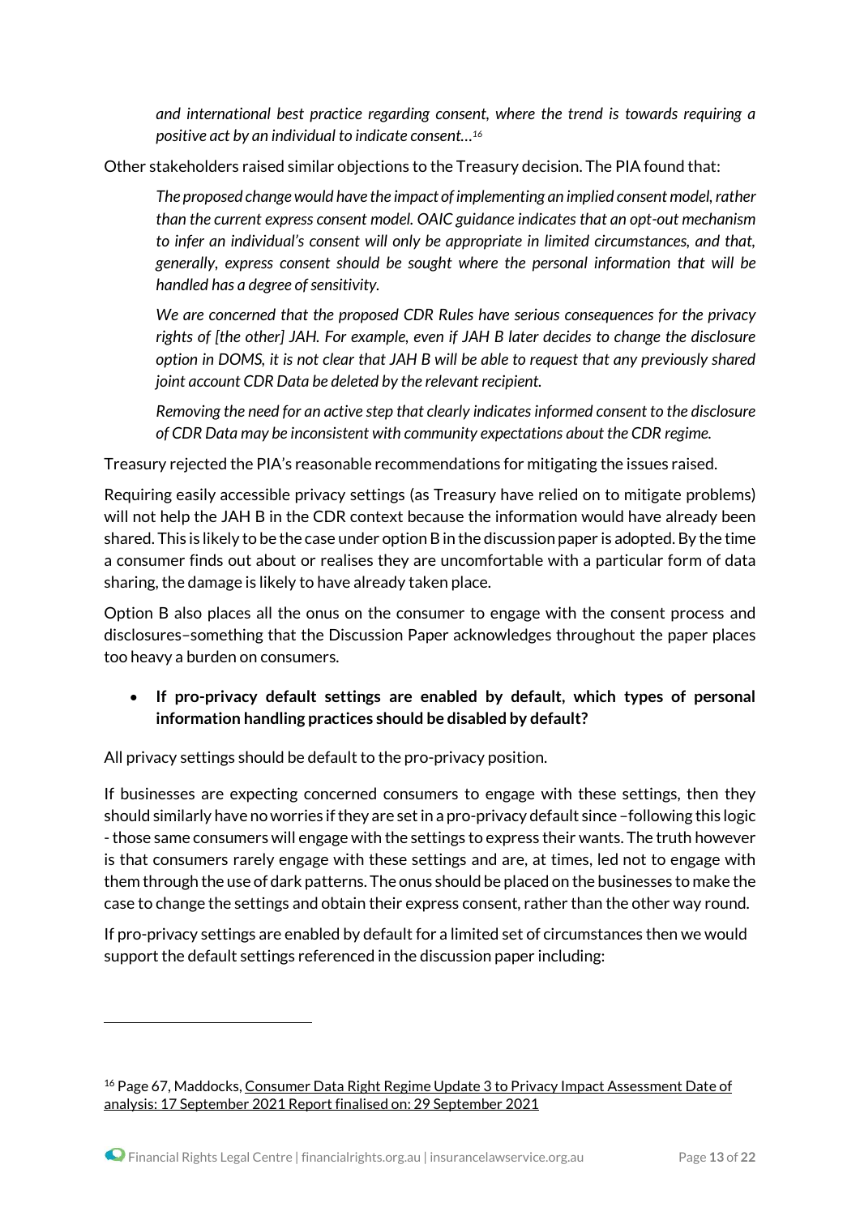*and international best practice regarding consent, where the trend is towards requiring a positive act by an individual to indicate consent…*[16]

Other stakeholders raised similar objections to the Treasury decision. The PIA found that:

> *The proposed change would have the impact of implementing an implied consent model, rather than the current express consent model. OAIC guidance indicates that an opt-out mechanism to infer an individual's consent will only be appropriate in limited circumstances, and that, generally, express consent should be sought where the personal information that will be handled has a degree of sensitivity.*
>
> *We are concerned that the proposed CDR Rules have serious consequences for the privacy rights of [the other] JAH. For example, even if JAH B later decides to change the disclosure option in DOMS, it is not clear that JAH B will be able to request that any previously shared joint account CDR Data be deleted by the relevant recipient.*
>
> *Removing the need for an active step that clearly indicates informed consent to the disclosure of CDR Data may be inconsistent with community expectations about the CDR regime.*

Treasury rejected the PIA's reasonable recommendations for mitigating the issues raised.

Requiring easily accessible privacy settings (as Treasury have relied on to mitigate problems) will not help the JAH B in the CDR context because the information would have already been shared. This is likely to be the case under option B in the discussion paper is adopted. By the time a consumer finds out about or realises they are uncomfortable with a particular form of data sharing, the damage is likely to have already taken place.

Option B also places all the onus on the consumer to engage with the consent process and disclosures–something that the Discussion Paper acknowledges throughout the paper places too heavy a burden on consumers.

- **If pro-privacy default settings are enabled by default, which types of personal information handling practices should be disabled by default?**

All privacy settings should be default to the pro-privacy position.

If businesses are expecting concerned consumers to engage with these settings, then they should similarly have no worries if they are set in a pro-privacy default since –following this logic - those same consumers will engage with the settings to express their wants. The truth however is that consumers rarely engage with these settings and are, at times, led not to engage with them through the use of dark patterns. The onus should be placed on the businesses to make the case to change the settings and obtain their express consent, rather than the other way round.

If pro-privacy settings are enabled by default for a limited set of circumstances then we would support the default settings referenced in the discussion paper including:

---

[16] Page 67, Maddocks, Consumer Data Right Regime Update 3 to Privacy Impact Assessment Date of analysis: 17 September 2021 Report finalised on: 29 September 2021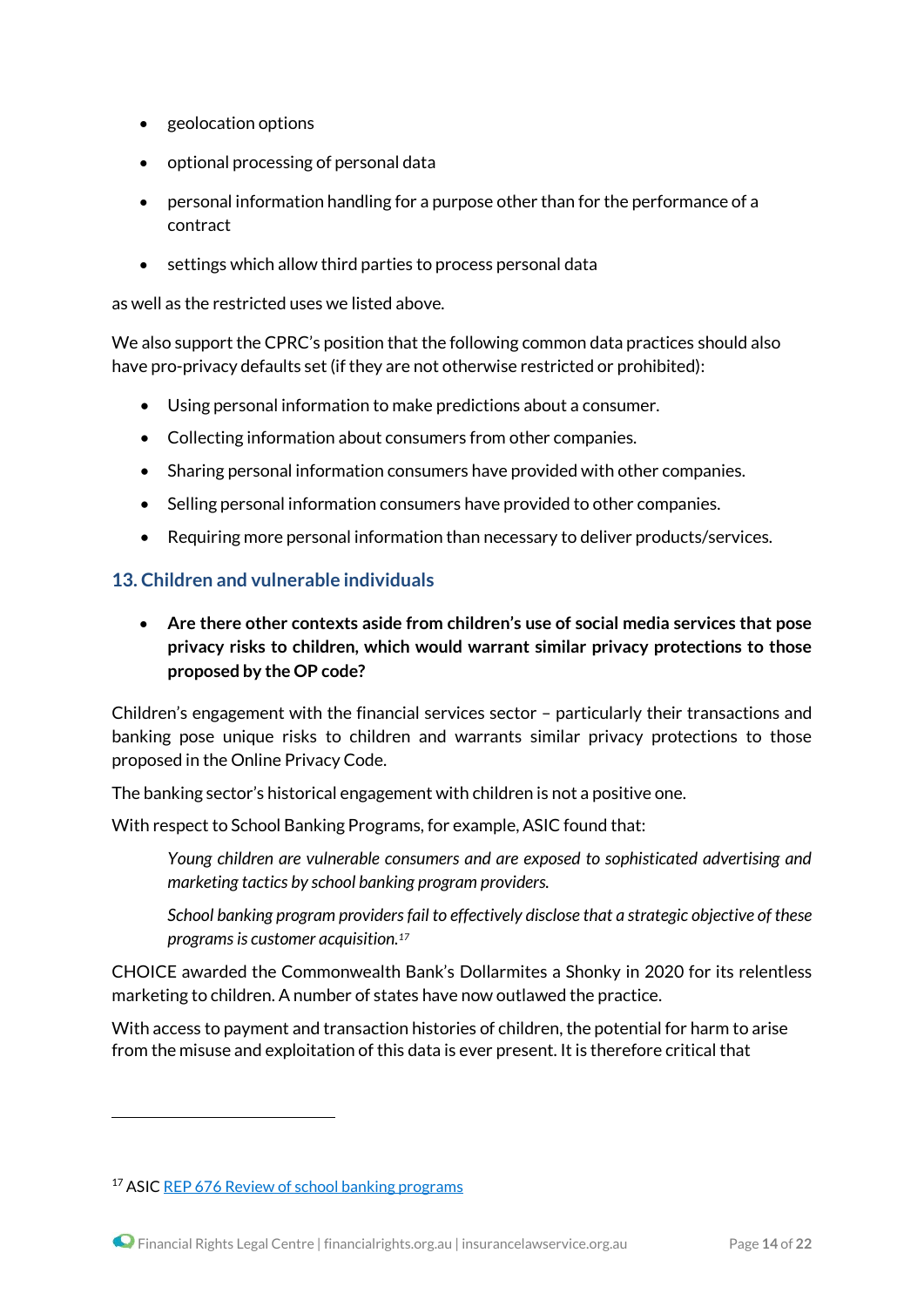- geolocation options
- optional processing of personal data
- personal information handling for a purpose other than for the performance of a contract
- settings which allow third parties to process personal data

as well as the restricted uses we listed above.

We also support the CPRC's position that the following common data practices should also have pro-privacy defaults set (if they are not otherwise restricted or prohibited):

- Using personal information to make predictions about a consumer.
- Collecting information about consumers from other companies.
- Sharing personal information consumers have provided with other companies.
- Selling personal information consumers have provided to other companies.
- Requiring more personal information than necessary to deliver products/services.

## 13. Children and vulnerable individuals

- **Are there other contexts aside from children's use of social media services that pose privacy risks to children, which would warrant similar privacy protections to those proposed by the OP code?**

Children's engagement with the financial services sector – particularly their transactions and banking pose unique risks to children and warrants similar privacy protections to those proposed in the Online Privacy Code.

The banking sector's historical engagement with children is not a positive one.

With respect to School Banking Programs, for example, ASIC found that:

> *Young children are vulnerable consumers and are exposed to sophisticated advertising and marketing tactics by school banking program providers.*
>
> *School banking program providers fail to effectively disclose that a strategic objective of these programs is customer acquisition.*[17]

CHOICE awarded the Commonwealth Bank's Dollarmites a Shonky in 2020 for its relentless marketing to children. A number of states have now outlawed the practice.

With access to payment and transaction histories of children, the potential for harm to arise from the misuse and exploitation of this data is ever present. It is therefore critical that

---

[17] ASIC REP 676 Review of school banking programs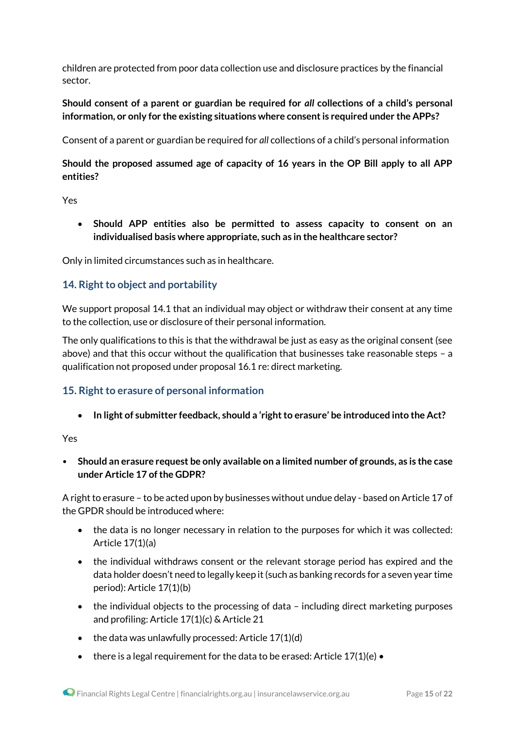children are protected from poor data collection use and disclosure practices by the financial sector.

**Should consent of a parent or guardian be required for *all* collections of a child's personal information, or only for the existing situations where consent is required under the APPs?**

Consent of a parent or guardian be required for *all* collections of a child's personal information

**Should the proposed assumed age of capacity of 16 years in the OP Bill apply to all APP entities?**

Yes

- **Should APP entities also be permitted to assess capacity to consent on an individualised basis where appropriate, such as in the healthcare sector?**

Only in limited circumstances such as in healthcare.

## 14. Right to object and portability

We support proposal 14.1 that an individual may object or withdraw their consent at any time to the collection, use or disclosure of their personal information.

The only qualifications to this is that the withdrawal be just as easy as the original consent (see above) and that this occur without the qualification that businesses take reasonable steps – a qualification not proposed under proposal 16.1 re: direct marketing.

## 15. Right to erasure of personal information

- **In light of submitter feedback, should a 'right to erasure' be introduced into the Act?**

Yes

- **Should an erasure request be only available on a limited number of grounds, as is the case under Article 17 of the GDPR?**

A right to erasure – to be acted upon by businesses without undue delay - based on Article 17 of the GPDR should be introduced where:

- the data is no longer necessary in relation to the purposes for which it was collected: Article 17(1)(a)
- the individual withdraws consent or the relevant storage period has expired and the data holder doesn't need to legally keep it (such as banking records for a seven year time period): Article 17(1)(b)
- the individual objects to the processing of data – including direct marketing purposes and profiling: Article 17(1)(c) & Article 21
- the data was unlawfully processed: Article 17(1)(d)
- there is a legal requirement for the data to be erased: Article 17(1)(e) •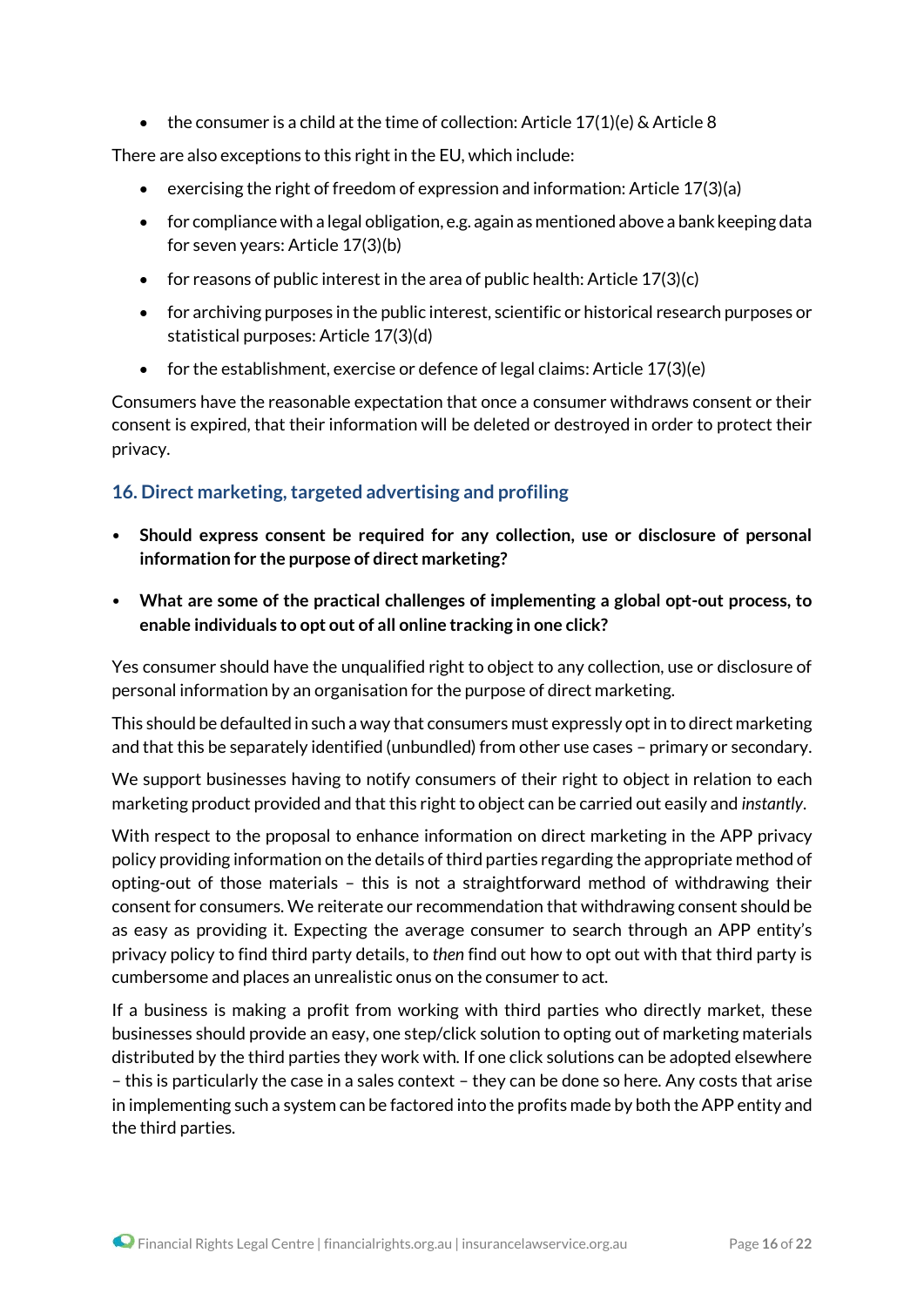- the consumer is a child at the time of collection: Article 17(1)(e) & Article 8

There are also exceptions to this right in the EU, which include:

- exercising the right of freedom of expression and information: Article 17(3)(a)
- for compliance with a legal obligation, e.g. again as mentioned above a bank keeping data for seven years: Article 17(3)(b)
- for reasons of public interest in the area of public health: Article 17(3)(c)
- for archiving purposes in the public interest, scientific or historical research purposes or statistical purposes: Article 17(3)(d)
- for the establishment, exercise or defence of legal claims: Article 17(3)(e)

Consumers have the reasonable expectation that once a consumer withdraws consent or their consent is expired, that their information will be deleted or destroyed in order to protect their privacy.

## 16. Direct marketing, targeted advertising and profiling

- **Should express consent be required for any collection, use or disclosure of personal information for the purpose of direct marketing?**
- **What are some of the practical challenges of implementing a global opt-out process, to enable individuals to opt out of all online tracking in one click?**

Yes consumer should have the unqualified right to object to any collection, use or disclosure of personal information by an organisation for the purpose of direct marketing.

This should be defaulted in such a way that consumers must expressly opt in to direct marketing and that this be separately identified (unbundled) from other use cases – primary or secondary.

We support businesses having to notify consumers of their right to object in relation to each marketing product provided and that this right to object can be carried out easily and *instantly*.

With respect to the proposal to enhance information on direct marketing in the APP privacy policy providing information on the details of third parties regarding the appropriate method of opting-out of those materials – this is not a straightforward method of withdrawing their consent for consumers. We reiterate our recommendation that withdrawing consent should be as easy as providing it. Expecting the average consumer to search through an APP entity's privacy policy to find third party details, to *then* find out how to opt out with that third party is cumbersome and places an unrealistic onus on the consumer to act.

If a business is making a profit from working with third parties who directly market, these businesses should provide an easy, one step/click solution to opting out of marketing materials distributed by the third parties they work with. If one click solutions can be adopted elsewhere – this is particularly the case in a sales context – they can be done so here. Any costs that arise in implementing such a system can be factored into the profits made by both the APP entity and the third parties.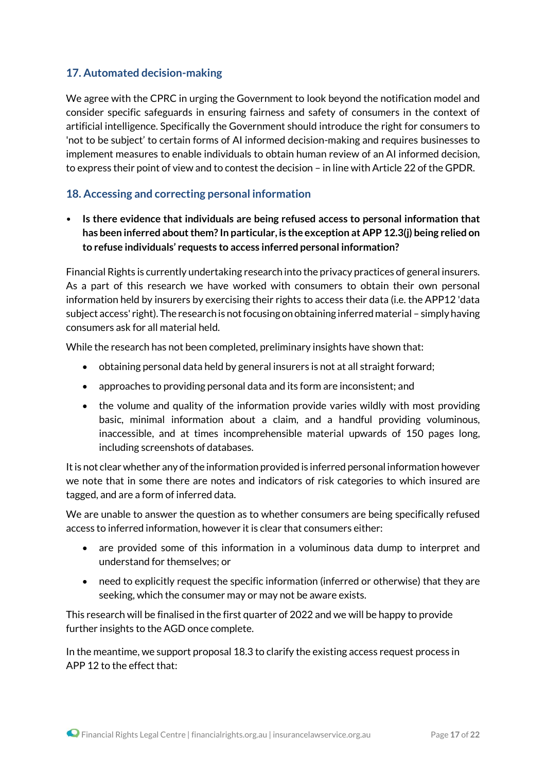## 17. Automated decision-making

We agree with the CPRC in urging the Government to look beyond the notification model and consider specific safeguards in ensuring fairness and safety of consumers in the context of artificial intelligence. Specifically the Government should introduce the right for consumers to 'not to be subject' to certain forms of AI informed decision-making and requires businesses to implement measures to enable individuals to obtain human review of an AI informed decision, to express their point of view and to contest the decision – in line with Article 22 of the GPDR.

## 18. Accessing and correcting personal information

- **Is there evidence that individuals are being refused access to personal information that has been inferred about them? In particular, is the exception at APP 12.3(j) being relied on to refuse individuals' requests to access inferred personal information?**

Financial Rights is currently undertaking research into the privacy practices of general insurers. As a part of this research we have worked with consumers to obtain their own personal information held by insurers by exercising their rights to access their data (i.e. the APP12 'data subject access' right). The research is not focusing on obtaining inferred material – simply having consumers ask for all material held.

While the research has not been completed, preliminary insights have shown that:

- obtaining personal data held by general insurers is not at all straight forward;
- approaches to providing personal data and its form are inconsistent; and
- the volume and quality of the information provide varies wildly with most providing basic, minimal information about a claim, and a handful providing voluminous, inaccessible, and at times incomprehensible material upwards of 150 pages long, including screenshots of databases.

It is not clear whether any of the information provided is inferred personal information however we note that in some there are notes and indicators of risk categories to which insured are tagged, and are a form of inferred data.

We are unable to answer the question as to whether consumers are being specifically refused access to inferred information, however it is clear that consumers either:

- are provided some of this information in a voluminous data dump to interpret and understand for themselves; or
- need to explicitly request the specific information (inferred or otherwise) that they are seeking, which the consumer may or may not be aware exists.

This research will be finalised in the first quarter of 2022 and we will be happy to provide further insights to the AGD once complete.

In the meantime, we support proposal 18.3 to clarify the existing access request process in APP 12 to the effect that: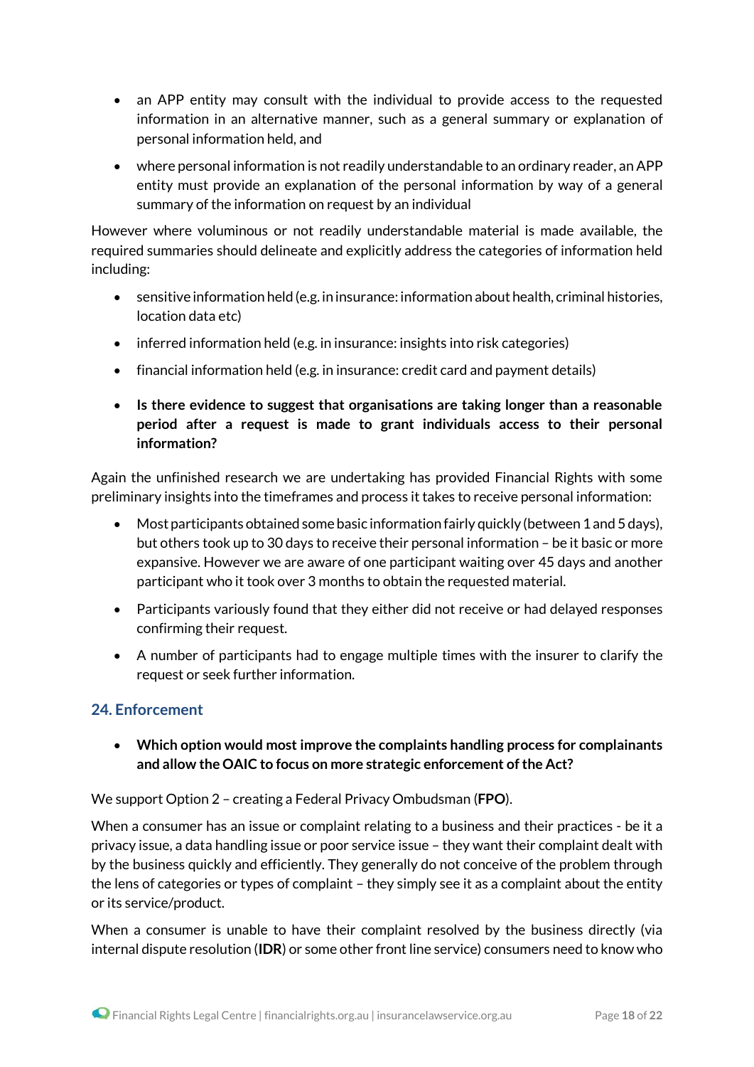- an APP entity may consult with the individual to provide access to the requested information in an alternative manner, such as a general summary or explanation of personal information held, and
- where personal information is not readily understandable to an ordinary reader, an APP entity must provide an explanation of the personal information by way of a general summary of the information on request by an individual

However where voluminous or not readily understandable material is made available, the required summaries should delineate and explicitly address the categories of information held including:

- sensitive information held (e.g. in insurance: information about health, criminal histories, location data etc)
- inferred information held (e.g. in insurance: insights into risk categories)
- financial information held (e.g. in insurance: credit card and payment details)

- **Is there evidence to suggest that organisations are taking longer than a reasonable period after a request is made to grant individuals access to their personal information?**

Again the unfinished research we are undertaking has provided Financial Rights with some preliminary insights into the timeframes and process it takes to receive personal information:

- Most participants obtained some basic information fairly quickly (between 1 and 5 days), but others took up to 30 days to receive their personal information – be it basic or more expansive. However we are aware of one participant waiting over 45 days and another participant who it took over 3 months to obtain the requested material.
- Participants variously found that they either did not receive or had delayed responses confirming their request.
- A number of participants had to engage multiple times with the insurer to clarify the request or seek further information.

## 24. Enforcement

- **Which option would most improve the complaints handling process for complainants and allow the OAIC to focus on more strategic enforcement of the Act?**

We support Option 2 – creating a Federal Privacy Ombudsman (**FPO**).

When a consumer has an issue or complaint relating to a business and their practices - be it a privacy issue, a data handling issue or poor service issue – they want their complaint dealt with by the business quickly and efficiently. They generally do not conceive of the problem through the lens of categories or types of complaint – they simply see it as a complaint about the entity or its service/product.

When a consumer is unable to have their complaint resolved by the business directly (via internal dispute resolution (**IDR**) or some other front line service) consumers need to know who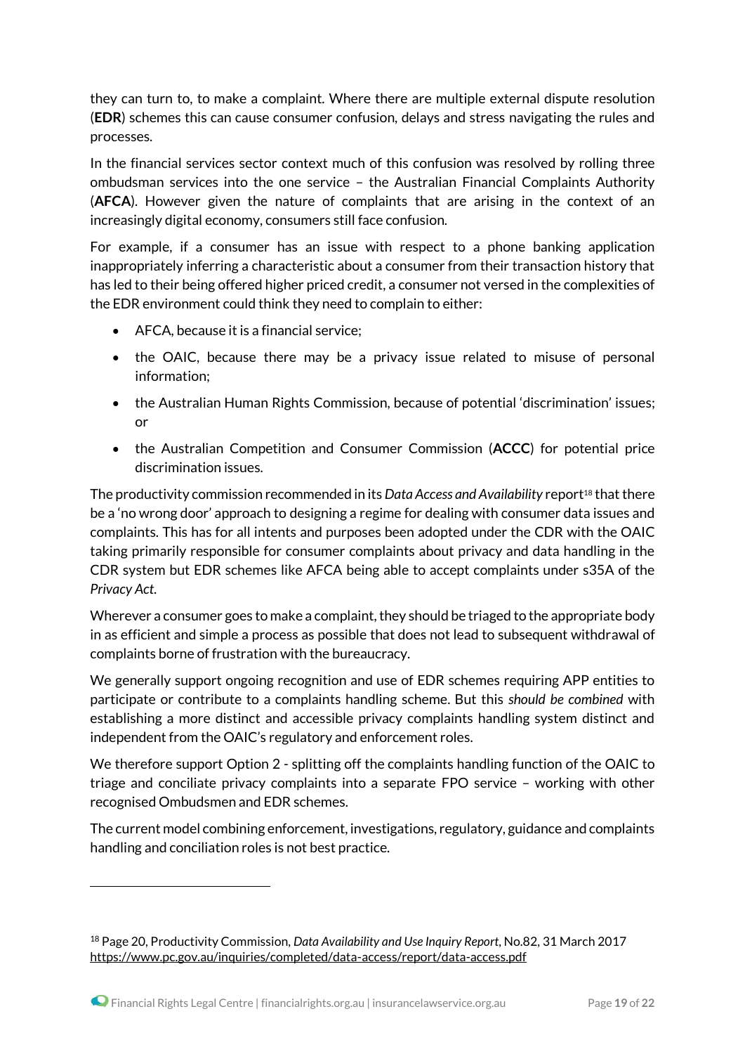they can turn to, to make a complaint. Where there are multiple external dispute resolution (**EDR**) schemes this can cause consumer confusion, delays and stress navigating the rules and processes.

In the financial services sector context much of this confusion was resolved by rolling three ombudsman services into the one service – the Australian Financial Complaints Authority (**AFCA**). However given the nature of complaints that are arising in the context of an increasingly digital economy, consumers still face confusion.

For example, if a consumer has an issue with respect to a phone banking application inappropriately inferring a characteristic about a consumer from their transaction history that has led to their being offered higher priced credit, a consumer not versed in the complexities of the EDR environment could think they need to complain to either:

- AFCA, because it is a financial service;
- the OAIC, because there may be a privacy issue related to misuse of personal information;
- the Australian Human Rights Commission, because of potential 'discrimination' issues; or
- the Australian Competition and Consumer Commission (**ACCC**) for potential price discrimination issues.

The productivity commission recommended in its *Data Access and Availability* report[18] that there be a 'no wrong door' approach to designing a regime for dealing with consumer data issues and complaints. This has for all intents and purposes been adopted under the CDR with the OAIC taking primarily responsible for consumer complaints about privacy and data handling in the CDR system but EDR schemes like AFCA being able to accept complaints under s35A of the *Privacy Act*.

Wherever a consumer goes to make a complaint, they should be triaged to the appropriate body in as efficient and simple a process as possible that does not lead to subsequent withdrawal of complaints borne of frustration with the bureaucracy.

We generally support ongoing recognition and use of EDR schemes requiring APP entities to participate or contribute to a complaints handling scheme. But this *should be combined* with establishing a more distinct and accessible privacy complaints handling system distinct and independent from the OAIC's regulatory and enforcement roles.

We therefore support Option 2 - splitting off the complaints handling function of the OAIC to triage and conciliate privacy complaints into a separate FPO service – working with other recognised Ombudsmen and EDR schemes.

The current model combining enforcement, investigations, regulatory, guidance and complaints handling and conciliation roles is not best practice.

---

[18] Page 20, Productivity Commission, *Data Availability and Use Inquiry Report*, No.82, 31 March 2017 https://www.pc.gov.au/inquiries/completed/data-access/report/data-access.pdf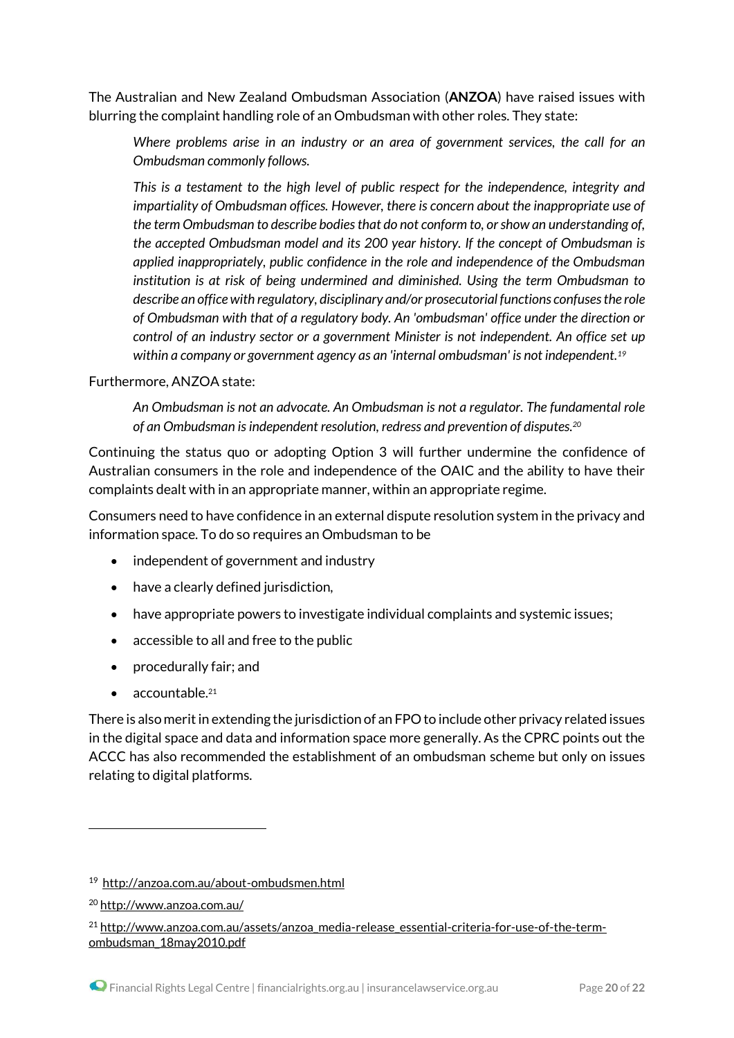The Australian and New Zealand Ombudsman Association (**ANZOA**) have raised issues with blurring the complaint handling role of an Ombudsman with other roles. They state:

> *Where problems arise in an industry or an area of government services, the call for an Ombudsman commonly follows.*
>
> *This is a testament to the high level of public respect for the independence, integrity and impartiality of Ombudsman offices. However, there is concern about the inappropriate use of the term Ombudsman to describe bodies that do not conform to, or show an understanding of, the accepted Ombudsman model and its 200 year history. If the concept of Ombudsman is applied inappropriately, public confidence in the role and independence of the Ombudsman institution is at risk of being undermined and diminished. Using the term Ombudsman to describe an office with regulatory, disciplinary and/or prosecutorial functions confuses the role of Ombudsman with that of a regulatory body. An 'ombudsman' office under the direction or control of an industry sector or a government Minister is not independent. An office set up within a company or government agency as an 'internal ombudsman' is not independent.*[19]

Furthermore, ANZOA state:

> *An Ombudsman is not an advocate. An Ombudsman is not a regulator. The fundamental role of an Ombudsman is independent resolution, redress and prevention of disputes.*[20]

Continuing the status quo or adopting Option 3 will further undermine the confidence of Australian consumers in the role and independence of the OAIC and the ability to have their complaints dealt with in an appropriate manner, within an appropriate regime.

Consumers need to have confidence in an external dispute resolution system in the privacy and information space. To do so requires an Ombudsman to be

- independent of government and industry
- have a clearly defined jurisdiction,
- have appropriate powers to investigate individual complaints and systemic issues;
- accessible to all and free to the public
- procedurally fair; and
- accountable.[21]

There is also merit in extending the jurisdiction of an FPO to include other privacy related issues in the digital space and data and information space more generally. As the CPRC points out the ACCC has also recommended the establishment of an ombudsman scheme but only on issues relating to digital platforms.

---

[19] http://anzoa.com.au/about-ombudsmen.html

[20] http://www.anzoa.com.au/

[21] http://www.anzoa.com.au/assets/anzoa_media-release_essential-criteria-for-use-of-the-term-ombudsman_18may2010.pdf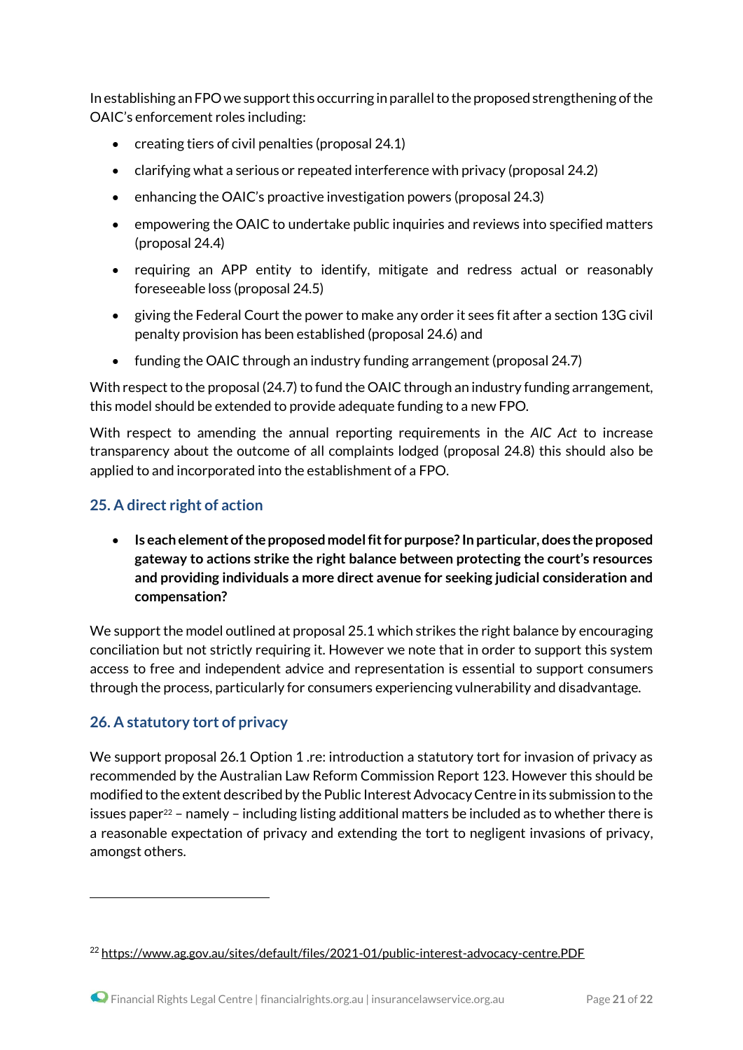In establishing an FPO we support this occurring in parallel to the proposed strengthening of the OAIC's enforcement roles including:

- creating tiers of civil penalties (proposal 24.1)
- clarifying what a serious or repeated interference with privacy (proposal 24.2)
- enhancing the OAIC's proactive investigation powers (proposal 24.3)
- empowering the OAIC to undertake public inquiries and reviews into specified matters (proposal 24.4)
- requiring an APP entity to identify, mitigate and redress actual or reasonably foreseeable loss (proposal 24.5)
- giving the Federal Court the power to make any order it sees fit after a section 13G civil penalty provision has been established (proposal 24.6) and
- funding the OAIC through an industry funding arrangement (proposal 24.7)

With respect to the proposal (24.7) to fund the OAIC through an industry funding arrangement, this model should be extended to provide adequate funding to a new FPO.

With respect to amending the annual reporting requirements in the *AIC Act* to increase transparency about the outcome of all complaints lodged (proposal 24.8) this should also be applied to and incorporated into the establishment of a FPO.

## 25. A direct right of action

- **Is each element of the proposed model fit for purpose? In particular, does the proposed gateway to actions strike the right balance between protecting the court's resources and providing individuals a more direct avenue for seeking judicial consideration and compensation?**

We support the model outlined at proposal 25.1 which strikes the right balance by encouraging conciliation but not strictly requiring it. However we note that in order to support this system access to free and independent advice and representation is essential to support consumers through the process, particularly for consumers experiencing vulnerability and disadvantage.

## 26. A statutory tort of privacy

We support proposal 26.1 Option 1 .re: introduction a statutory tort for invasion of privacy as recommended by the Australian Law Reform Commission Report 123. However this should be modified to the extent described by the Public Interest Advocacy Centre in its submission to the issues paper[22] – namely – including listing additional matters be included as to whether there is a reasonable expectation of privacy and extending the tort to negligent invasions of privacy, amongst others.

---

[22] https://www.ag.gov.au/sites/default/files/2021-01/public-interest-advocacy-centre.PDF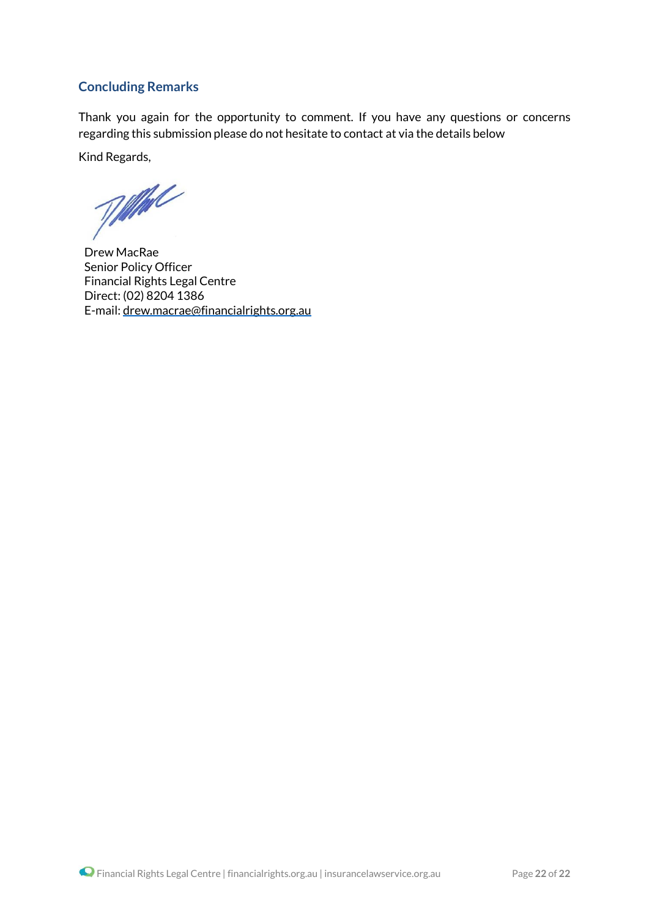## Concluding Remarks

Thank you again for the opportunity to comment. If you have any questions or concerns regarding this submission please do not hesitate to contact at via the details below

Kind Regards,

Drew MacRae
Senior Policy Officer
Financial Rights Legal Centre
Direct: (02) 8204 1386
E-mail: drew.macrae@financialrights.org.au